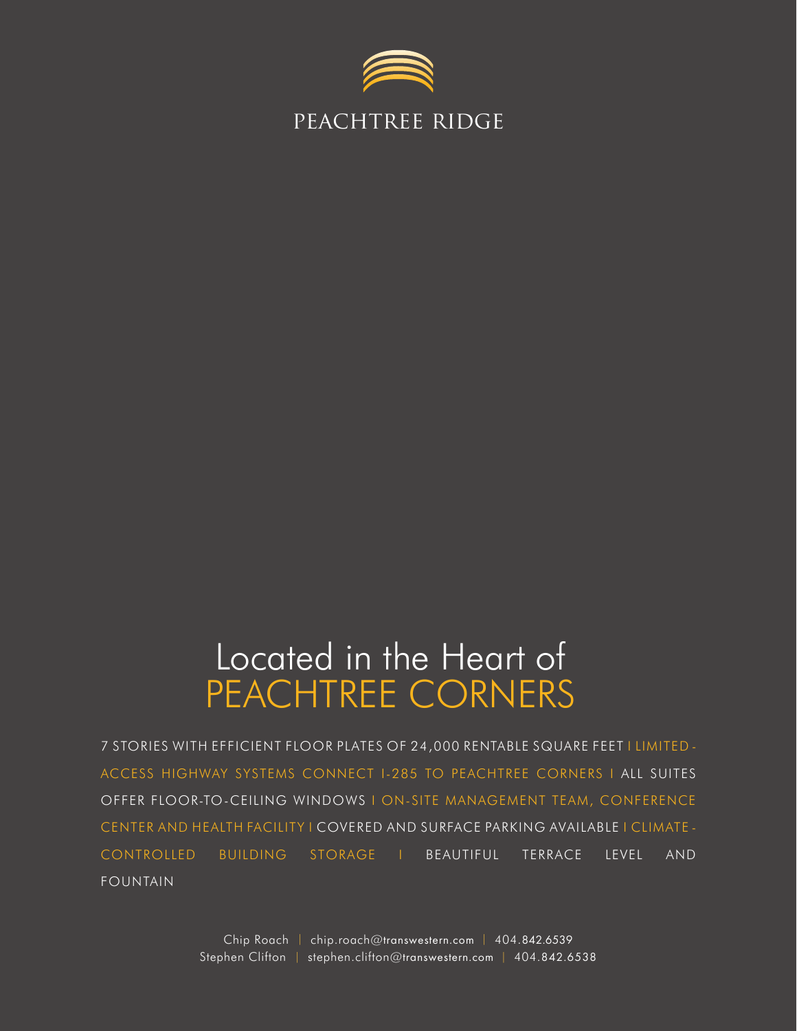# PEACHTREE RIDGE

## Located in the Heart of PEACHTREE CORNERS

7 STORIES WITH EFFICIENT FLOOR PLATES OF 24,000 RENTABLE SQUARE FEET I LIMITED-ACCESS HIGHWAY SYSTEMS CONNECT I-285 TO PEACHTREE CORNERS I ALL SUITES OFFER FLOOR-TO-CEILING WINDOWS I ON-SITE MANAGEMENT TEAM, CONFERENCE CENTER AND HEALTH FACILITY I COVERED AND SURFACE PARKING AVAILABLE I CLIMATE-CONTROLLED BUILDING STORAGE I BEAUTIFUL TERRACE LEVEL AND FOUNTAIN

Chip Roach | chip.roach@transwestern.com | 404.842.6539
Stephen Clifton | stephen.clifton@transwestern.com | 404.842.6538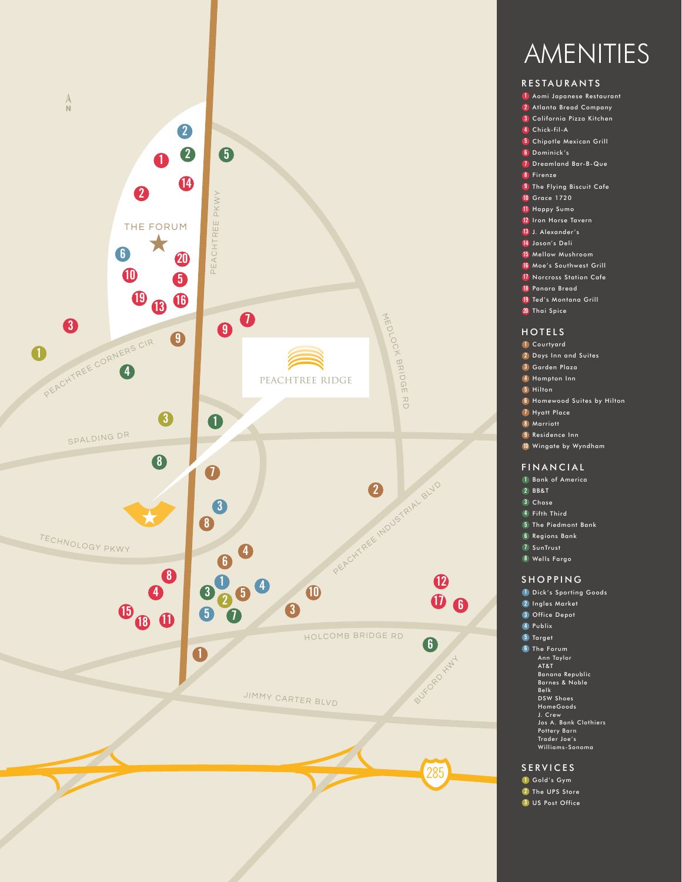# AMENITIES

## RESTAURANTS

1. Aomi Japanese Restaurant
2. Atlanta Bread Company
3. California Pizza Kitchen
4. Chick-fil-A
5. Chipotle Mexican Grill
6. Dominick's
7. Dreamland Bar-B-Que
8. Firenze
9. The Flying Biscuit Cafe
10. Grace 1720
11. Happy Sumo
12. Iron Horse Tavern
13. J. Alexander's
14. Jason's Deli
15. Mellow Mushroom
16. Moe's Southwest Grill
17. Norcross Station Cafe
18. Panara Bread
19. Ted's Montana Grill
20. Thai Spice

## HOTELS

1. Courtyard
2. Days Inn and Suites
3. Garden Plaza
4. Hampton Inn
5. Hilton
6. Homewood Suites by Hilton
7. Hyatt Place
8. Marriott
9. Residence Inn
10. Wingate by Wyndham

## FINANCIAL

1. Bank of America
2. BB&T
3. Chase
4. Fifth Third
5. The Piedmont Bank
6. Regions Bank
7. SunTrust
8. Wells Fargo

## SHOPPING

1. Dick's Sporting Goods
2. Ingles Market
3. Office Depot
4. Publix
5. Target
6. The Forum
   - Ann Taylor
   - AT&T
   - Banana Republic
   - Barnes & Noble
   - Belk
   - DSW Shoes
   - HomeGoods
   - J. Crew
   - Jos A. Bank Clothiers
   - Pottery Barn
   - Trader Joe's
   - Williams-Sonoma

## SERVICES

1. Gold's Gym
2. The UPS Store
3. US Post Office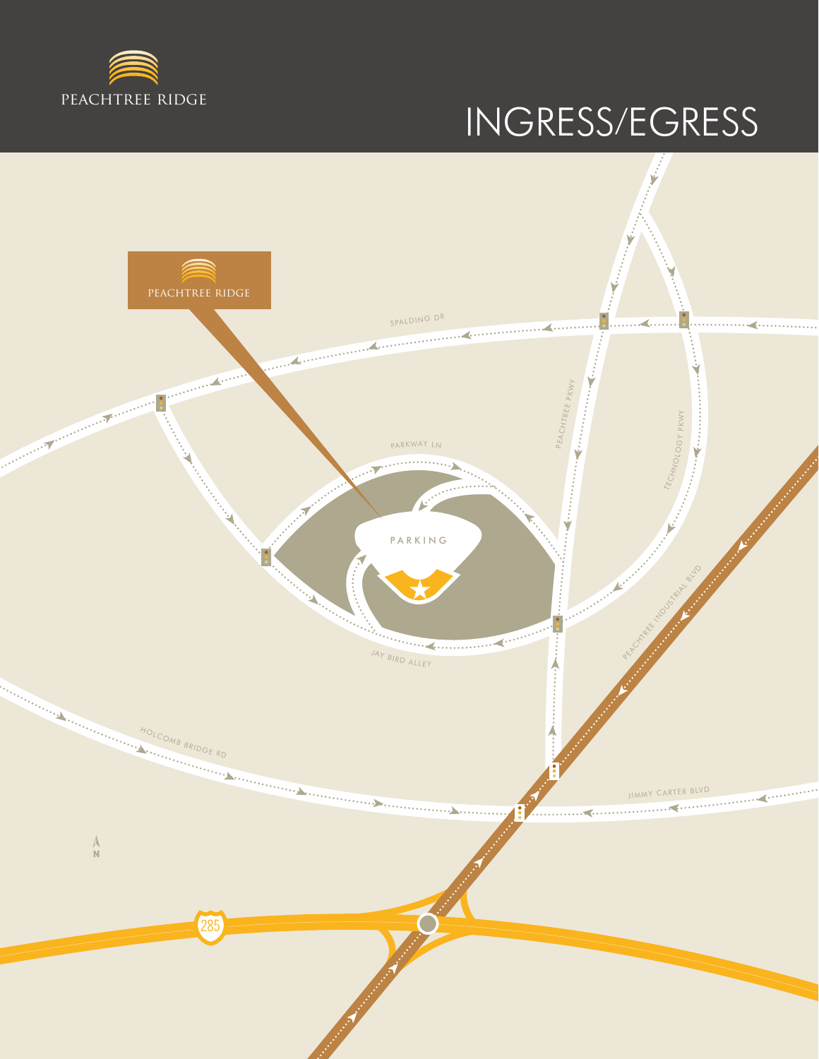PEACHTREE RIDGE

# INGRESS/EGRESS

PEACHTREE RIDGE

SPALDING DR

PARKWAY LN

PEACHTREE PKWY

TECHNOLOGY PKWY

PARKING

JAY BIRD ALLEY

PEACHTREE INDUSTRIAL BLVD

HOLCOMB BRIDGE RD

JIMMY CARTER BLVD

N

285